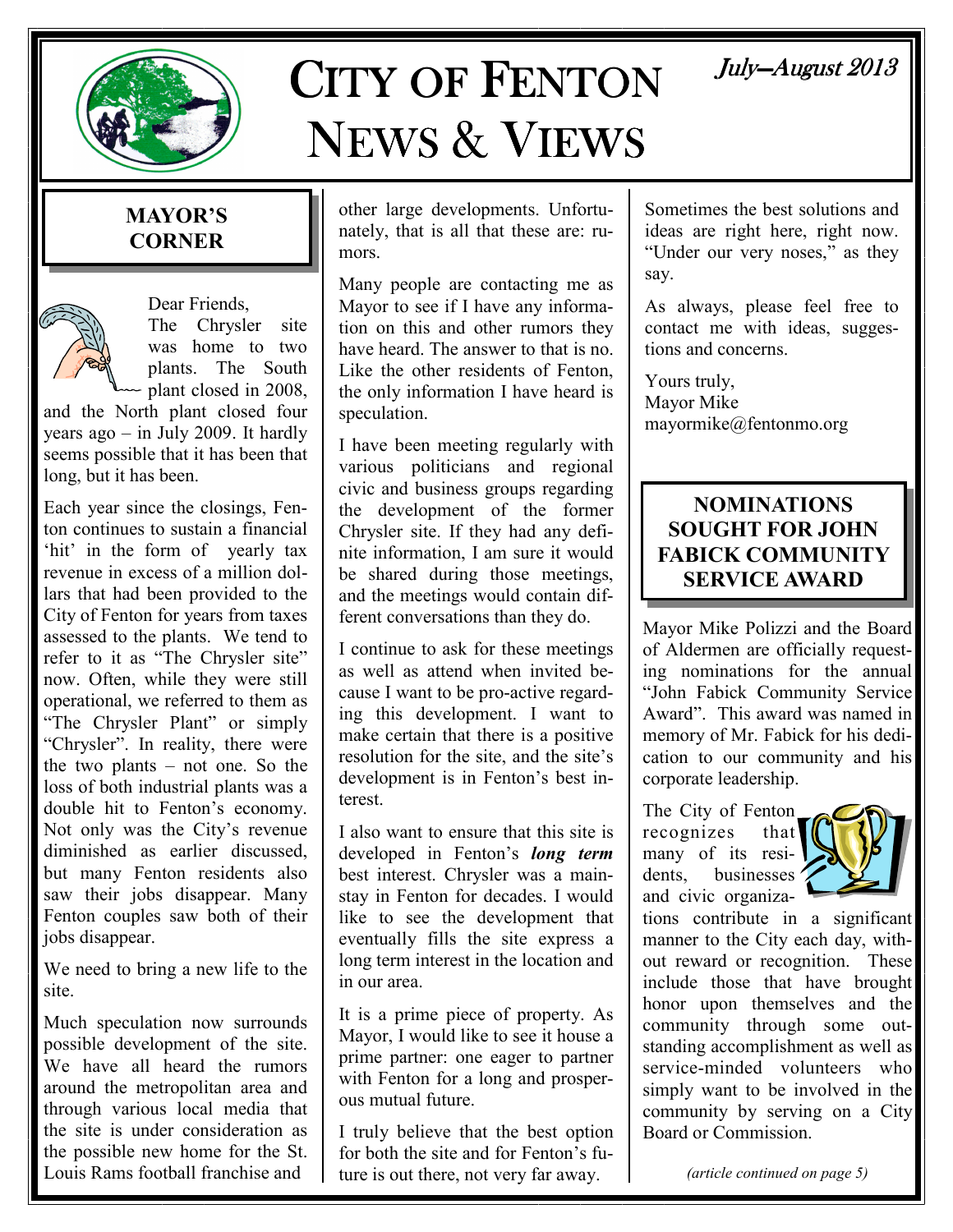# CITY OF FENTON NEWS & VIEWS

*July—August 2013*

## MAYOR'S CORNER

Dear Friends,

The Chrysler site was home to two plants. The South plant closed in 2008, and the North plant closed four years ago – in July 2009. It hardly seems possible that it has been that long, but it has been.

Each year since the closings, Fenton continues to sustain a financial 'hit' in the form of yearly tax revenue in excess of a million dollars that had been provided to the City of Fenton for years from taxes assessed to the plants. We tend to refer to it as "The Chrysler site" now. Often, while they were still operational, we referred to them as "The Chrysler Plant" or simply "Chrysler". In reality, there were the two plants – not one. So the loss of both industrial plants was a double hit to Fenton's economy. Not only was the City's revenue diminished as earlier discussed, but many Fenton residents also saw their jobs disappear. Many Fenton couples saw both of their jobs disappear.

We need to bring a new life to the site.

Much speculation now surrounds possible development of the site. We have all heard the rumors around the metropolitan area and through various local media that the site is under consideration as the possible new home for the St. Louis Rams football franchise and other large developments. Unfortunately, that is all that these are: rumors.

Many people are contacting me as Mayor to see if I have any information on this and other rumors they have heard. The answer to that is no. Like the other residents of Fenton, the only information I have heard is speculation.

I have been meeting regularly with various politicians and regional civic and business groups regarding the development of the former Chrysler site. If they had any definite information, I am sure it would be shared during those meetings, and the meetings would contain different conversations than they do.

I continue to ask for these meetings as well as attend when invited because I want to be pro-active regarding this development. I want to make certain that there is a positive resolution for the site, and the site's development is in Fenton's best interest.

I also want to ensure that this site is developed in Fenton's ***long term*** best interest. Chrysler was a mainstay in Fenton for decades. I would like to see the development that eventually fills the site express a long term interest in the location and in our area.

It is a prime piece of property. As Mayor, I would like to see it house a prime partner: one eager to partner with Fenton for a long and prosperous mutual future.

I truly believe that the best option for both the site and for Fenton's future is out there, not very far away. Sometimes the best solutions and ideas are right here, right now. "Under our very noses," as they say.

As always, please feel free to contact me with ideas, suggestions and concerns.

Yours truly,
Mayor Mike
mayormike@fentonmo.org

## NOMINATIONS SOUGHT FOR JOHN FABICK COMMUNITY SERVICE AWARD

Mayor Mike Polizzi and the Board of Aldermen are officially requesting nominations for the annual "John Fabick Community Service Award". This award was named in memory of Mr. Fabick for his dedication to our community and his corporate leadership.

The City of Fenton recognizes that many of its residents, businesses and civic organizations contribute in a significant manner to the City each day, without reward or recognition. These include those that have brought honor upon themselves and the community through some outstanding accomplishment as well as service-minded volunteers who simply want to be involved in the community by serving on a City Board or Commission.

*(article continued on page 5)*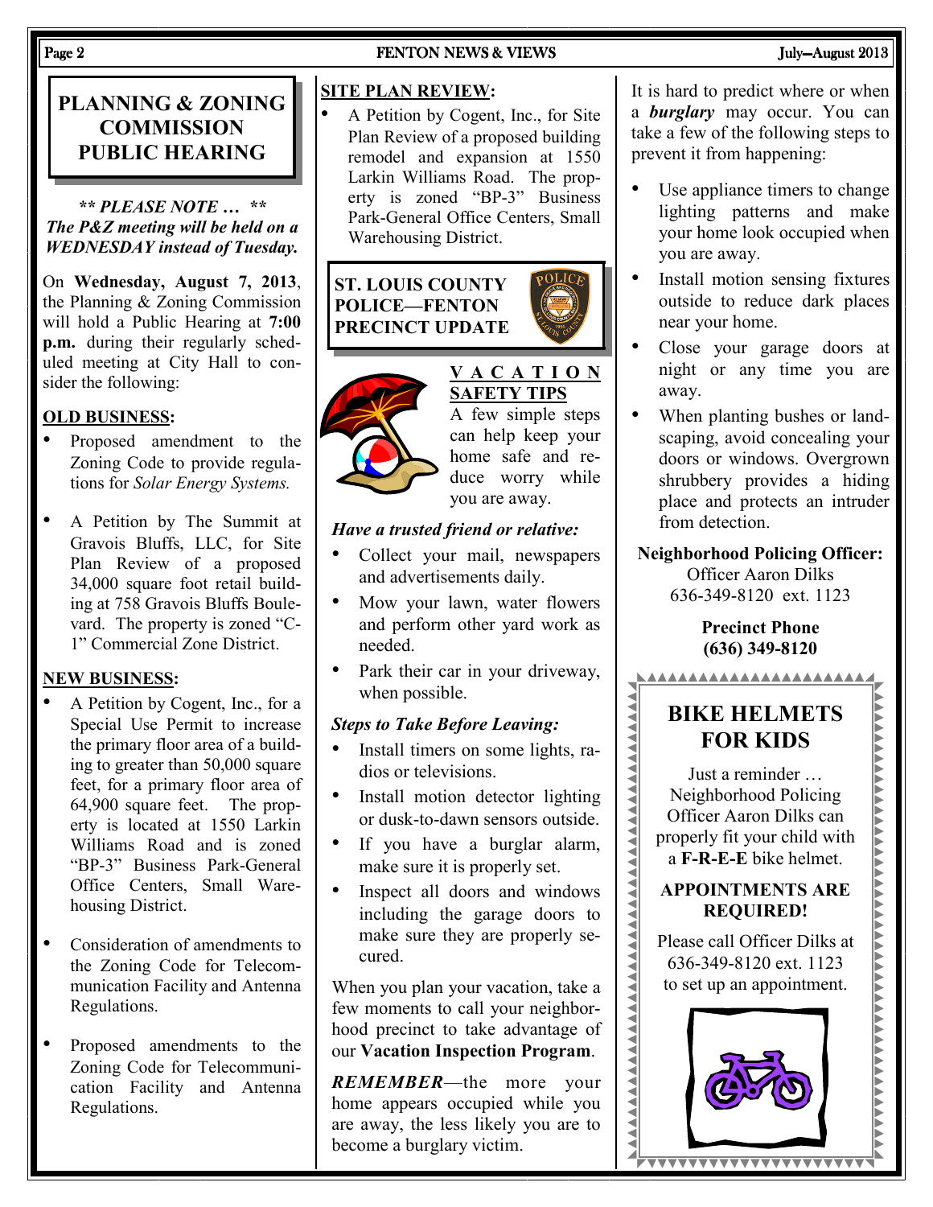## PLANNING & ZONING COMMISSION PUBLIC HEARING

***** PLEASE NOTE … ****
***The P&Z meeting will be held on a WEDNESDAY instead of Tuesday.***

On **Wednesday, August 7, 2013**, the Planning & Zoning Commission will hold a Public Hearing at **7:00 p.m.** during their regularly scheduled meeting at City Hall to consider the following:

**OLD BUSINESS:**

- Proposed amendment to the Zoning Code to provide regulations for *Solar Energy Systems.*
- A Petition by The Summit at Gravois Bluffs, LLC, for Site Plan Review of a proposed 34,000 square foot retail building at 758 Gravois Bluffs Boulevard. The property is zoned "C-1" Commercial Zone District.

**NEW BUSINESS:**

- A Petition by Cogent, Inc., for a Special Use Permit to increase the primary floor area of a building to greater than 50,000 square feet, for a primary floor area of 64,900 square feet. The property is located at 1550 Larkin Williams Road and is zoned "BP-3" Business Park-General Office Centers, Small Warehousing District.
- Consideration of amendments to the Zoning Code for Telecommunication Facility and Antenna Regulations.
- Proposed amendments to the Zoning Code for Telecommunication Facility and Antenna Regulations.

**SITE PLAN REVIEW:**

- A Petition by Cogent, Inc., for Site Plan Review of a proposed building remodel and expansion at 1550 Larkin Williams Road. The property is zoned "BP-3" Business Park-General Office Centers, Small Warehousing District.

## ST. LOUIS COUNTY POLICE—FENTON PRECINCT UPDATE

### VACATION SAFETY TIPS

A few simple steps can help keep your home safe and reduce worry while you are away.

***Have a trusted friend or relative:***

- Collect your mail, newspapers and advertisements daily.
- Mow your lawn, water flowers and perform other yard work as needed.
- Park their car in your driveway, when possible.

***Steps to Take Before Leaving:***

- Install timers on some lights, radios or televisions.
- Install motion detector lighting or dusk-to-dawn sensors outside.
- If you have a burglar alarm, make sure it is properly set.
- Inspect all doors and windows including the garage doors to make sure they are properly secured.

When you plan your vacation, take a few moments to call your neighborhood precinct to take advantage of our **Vacation Inspection Program**.

***REMEMBER***—the more your home appears occupied while you are away, the less likely you are to become a burglary victim.

It is hard to predict where or when a ***burglary*** may occur. You can take a few of the following steps to prevent it from happening:

- Use appliance timers to change lighting patterns and make your home look occupied when you are away.
- Install motion sensing fixtures outside to reduce dark places near your home.
- Close your garage doors at night or any time you are away.
- When planting bushes or landscaping, avoid concealing your doors or windows. Overgrown shrubbery provides a hiding place and protects an intruder from detection.

**Neighborhood Policing Officer:**
Officer Aaron Dilks
636-349-8120 ext. 1123

**Precinct Phone**
**(636) 349-8120**

## BIKE HELMETS FOR KIDS

Just a reminder … Neighborhood Policing Officer Aaron Dilks can properly fit your child with a **F-R-E-E** bike helmet.

**APPOINTMENTS ARE REQUIRED!**

Please call Officer Dilks at 636-349-8120 ext. 1123 to set up an appointment.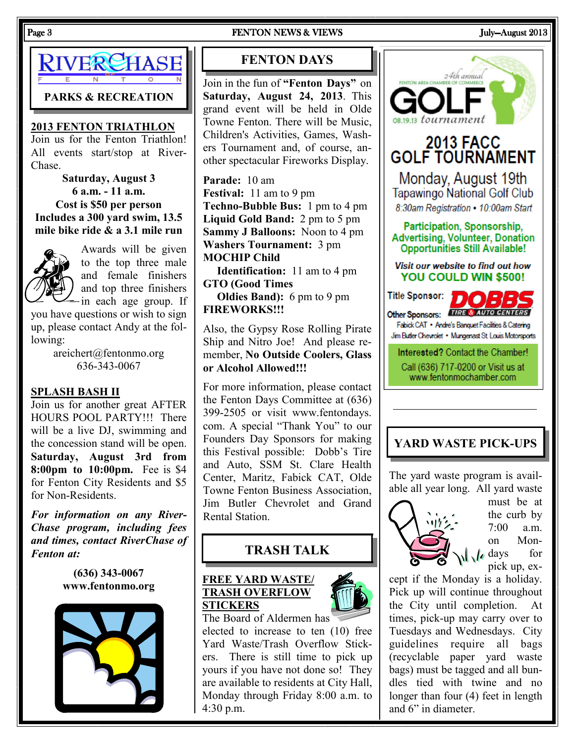# RIVERCHASE FENTON

## PARKS & RECREATION

### 2013 FENTON TRIATHLON

Join us for the Fenton Triathlon! All events start/stop at RiverChase.

**Saturday, August 3**
**6 a.m. - 11 a.m.**
**Cost is $50 per person**
**Includes a 300 yard swim, 13.5 mile bike ride & a 3.1 mile run**

Awards will be given to the top three male and female finishers and top three finishers in each age group. If you have questions or wish to sign up, please contact Andy at the following:

areichert@fentonmo.org
636-343-0067

### SPLASH BASH II

Join us for another great AFTER HOURS POOL PARTY!!! There will be a live DJ, swimming and the concession stand will be open. **Saturday, August 3rd from 8:00pm to 10:00pm.** Fee is $4 for Fenton City Residents and $5 for Non-Residents.

***For information on any RiverChase program, including fees and times, contact RiverChase of Fenton at:***

**(636) 343-0067**
**www.fentonmo.org**

## FENTON DAYS

Join in the fun of **"Fenton Days"** on **Saturday, August 24, 2013**. This grand event will be held in Olde Towne Fenton. There will be Music, Children's Activities, Games, Washers Tournament and, of course, another spectacular Fireworks Display.

**Parade:** 10 am
**Festival:** 11 am to 9 pm
**Techno-Bubble Bus:** 1 pm to 4 pm
**Liquid Gold Band:** 2 pm to 5 pm
**Sammy J Balloons:** Noon to 4 pm
**Washers Tournament:** 3 pm
**MOCHIP Child Identification:** 11 am to 4 pm
**GTO (Good Times Oldies Band):** 6 pm to 9 pm
**FIREWORKS!!!**

Also, the Gypsy Rose Rolling Pirate Ship and Nitro Joe! And please remember, **No Outside Coolers, Glass or Alcohol Allowed!!!**

For more information, please contact the Fenton Days Committee at (636) 399-2505 or visit www.fentondays.com. A special "Thank You" to our Founders Day Sponsors for making this Festival possible: Dobb's Tire and Auto, SSM St. Clare Health Center, Maritz, Fabick CAT, Olde Towne Fenton Business Association, Jim Butler Chevrolet and Grand Rental Station.

## TRASH TALK

### FREE YARD WASTE/ TRASH OVERFLOW STICKERS

The Board of Aldermen has elected to increase to ten (10) free Yard Waste/Trash Overflow Stickers. There is still time to pick up yours if you have not done so! They are available to residents at City Hall, Monday through Friday 8:00 a.m. to 4:30 p.m.

FENTON AREA CHAMBER OF COMMERCE 24th annual GOLF 08.19.13 tournament

## 2013 FACC GOLF TOURNAMENT

Monday, August 19th
Tapawingo National Golf Club
8:30am Registration • 10:00am Start

Participation, Sponsorship, Advertising, Volunteer, Donation Opportunities Still Available!

*Visit our website to find out how* YOU COULD WIN $500!

Title Sponsor: DOBBS TIRE & AUTO CENTERS

Other Sponsors: Fabick CAT • Andre's Banquet Facilities & Catering
Jim Butler Chevrolet • Mungenast St. Louis Motorsports

Interested? Contact the Chamber!
Call (636) 717-0200 or Visit us at www.fentonmochamber.com

## YARD WASTE PICK-UPS

The yard waste program is available all year long. All yard waste must be at the curb by 7:00 a.m. on Mondays for pick up, except if the Monday is a holiday. Pick up will continue throughout the City until completion. At times, pick-up may carry over to Tuesdays and Wednesdays. City guidelines require all bags (recyclable paper yard waste bags) must be tagged and all bundles tied with twine and no longer than four (4) feet in length and 6" in diameter.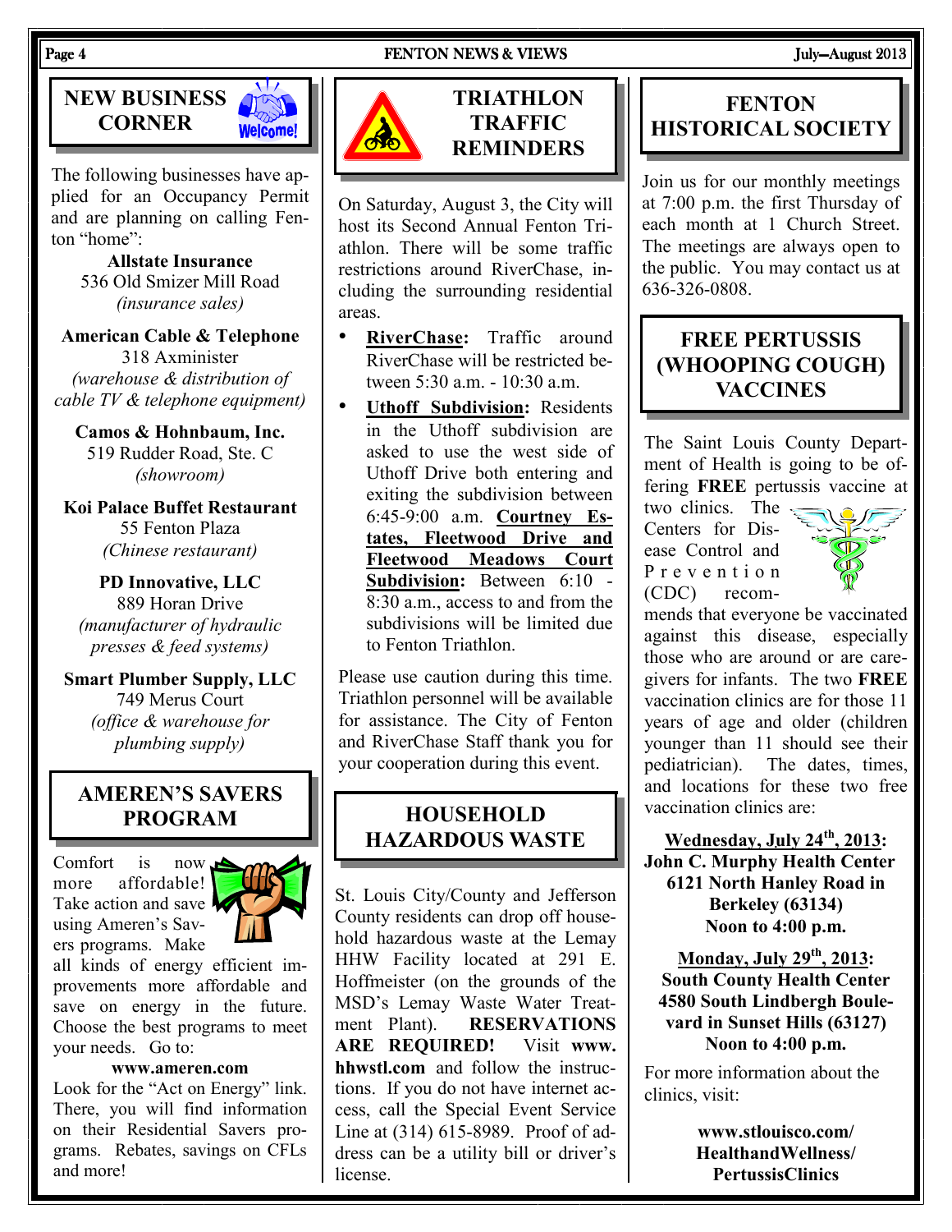## NEW BUSINESS CORNER

The following businesses have applied for an Occupancy Permit and are planning on calling Fenton "home":

**Allstate Insurance**
536 Old Smizer Mill Road
*(insurance sales)*

**American Cable & Telephone**
318 Axminister
*(warehouse & distribution of cable TV & telephone equipment)*

**Camos & Hohnbaum, Inc.**
519 Rudder Road, Ste. C
*(showroom)*

**Koi Palace Buffet Restaurant**
55 Fenton Plaza
*(Chinese restaurant)*

**PD Innovative, LLC**
889 Horan Drive
*(manufacturer of hydraulic presses & feed systems)*

**Smart Plumber Supply, LLC**
749 Merus Court
*(office & warehouse for plumbing supply)*

## AMEREN'S SAVERS PROGRAM

Comfort is now more affordable! Take action and save using Ameren's Savers programs. Make all kinds of energy efficient improvements more affordable and save on energy in the future. Choose the best programs to meet your needs. Go to:

**www.ameren.com**

Look for the "Act on Energy" link. There, you will find information on their Residential Savers programs. Rebates, savings on CFLs and more!

## TRIATHLON TRAFFIC REMINDERS

On Saturday, August 3, the City will host its Second Annual Fenton Triathlon. There will be some traffic restrictions around RiverChase, including the surrounding residential areas.

- **RiverChase:** Traffic around RiverChase will be restricted between 5:30 a.m. - 10:30 a.m.
- **Uthoff Subdivision:** Residents in the Uthoff subdivision are asked to use the west side of Uthoff Drive both entering and exiting the subdivision between 6:45-9:00 a.m. **Courtney Estates, Fleetwood Drive and Fleetwood Meadows Court Subdivision:** Between 6:10 - 8:30 a.m., access to and from the subdivisions will be limited due to Fenton Triathlon.

Please use caution during this time. Triathlon personnel will be available for assistance. The City of Fenton and RiverChase Staff thank you for your cooperation during this event.

## HOUSEHOLD HAZARDOUS WASTE

St. Louis City/County and Jefferson County residents can drop off household hazardous waste at the Lemay HHW Facility located at 291 E. Hoffmeister (on the grounds of the MSD's Lemay Waste Water Treatment Plant). **RESERVATIONS ARE REQUIRED!** Visit **www.hhwstl.com** and follow the instructions. If you do not have internet access, call the Special Event Service Line at (314) 615-8989. Proof of address can be a utility bill or driver's license.

## FENTON HISTORICAL SOCIETY

Join us for our monthly meetings at 7:00 p.m. the first Thursday of each month at 1 Church Street. The meetings are always open to the public. You may contact us at 636-326-0808.

## FREE PERTUSSIS (WHOOPING COUGH) VACCINES

The Saint Louis County Department of Health is going to be offering **FREE** pertussis vaccine at two clinics. The Centers for Disease Control and Prevention (CDC) recommends that everyone be vaccinated against this disease, especially those who are around or are caregivers for infants. The two **FREE** vaccination clinics are for those 11 years of age and older (children younger than 11 should see their pediatrician). The dates, times, and locations for these two free vaccination clinics are:

**Wednesday, July 24th, 2013:**
**John C. Murphy Health Center**
**6121 North Hanley Road in Berkeley (63134)**
**Noon to 4:00 p.m.**

**Monday, July 29th, 2013:**
**South County Health Center**
**4580 South Lindbergh Boulevard in Sunset Hills (63127)**
**Noon to 4:00 p.m.**

For more information about the clinics, visit:

**www.stlouisco.com/HealthandWellness/PertussisClinics**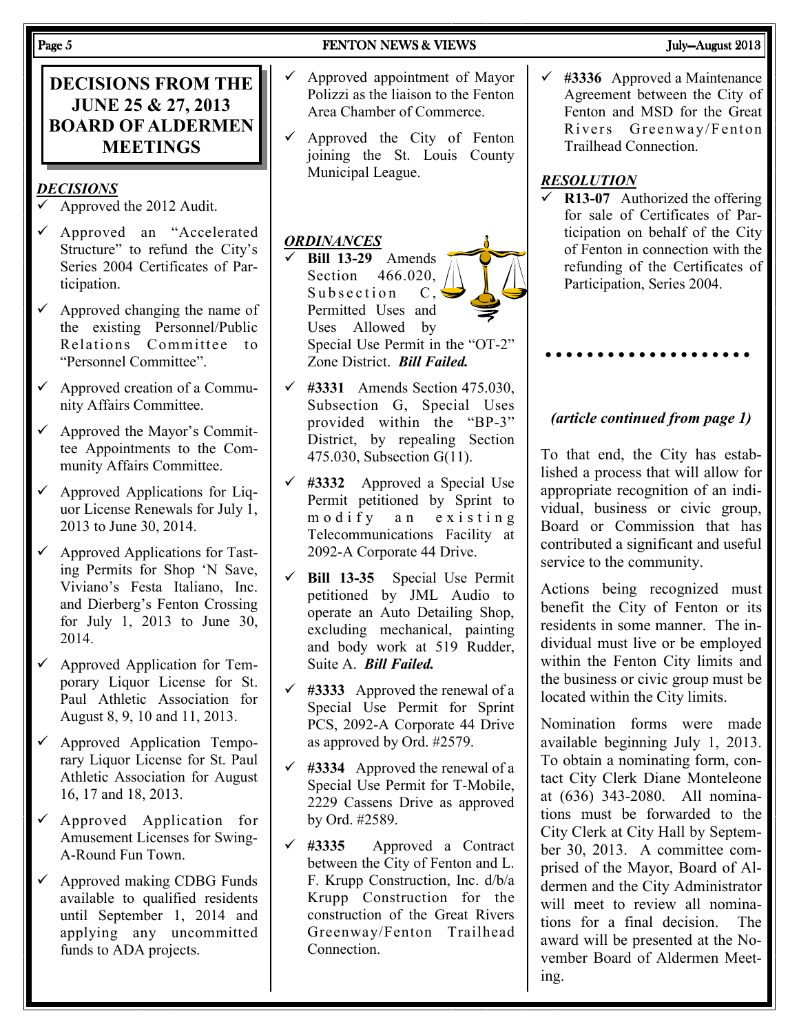## DECISIONS FROM THE JUNE 25 & 27, 2013 BOARD OF ALDERMEN MEETINGS

### *DECISIONS*

- ✓ Approved the 2012 Audit.
- ✓ Approved an "Accelerated Structure" to refund the City's Series 2004 Certificates of Participation.
- ✓ Approved changing the name of the existing Personnel/Public Relations Committee to "Personnel Committee".
- ✓ Approved creation of a Community Affairs Committee.
- ✓ Approved the Mayor's Committee Appointments to the Community Affairs Committee.
- ✓ Approved Applications for Liquor License Renewals for July 1, 2013 to June 30, 2014.
- ✓ Approved Applications for Tasting Permits for Shop 'N Save, Viviano's Festa Italiano, Inc. and Dierberg's Fenton Crossing for July 1, 2013 to June 30, 2014.
- ✓ Approved Application for Temporary Liquor License for St. Paul Athletic Association for August 8, 9, 10 and 11, 2013.
- ✓ Approved Application Temporary Liquor License for St. Paul Athletic Association for August 16, 17 and 18, 2013.
- ✓ Approved Application for Amusement Licenses for Swing-A-Round Fun Town.
- ✓ Approved making CDBG Funds available to qualified residents until September 1, 2014 and applying any uncommitted funds to ADA projects.
- ✓ Approved appointment of Mayor Polizzi as the liaison to the Fenton Area Chamber of Commerce.
- ✓ Approved the City of Fenton joining the St. Louis County Municipal League.

### *ORDINANCES*

- ✓ **Bill 13-29** Amends Section 466.020, Subsection C, Permitted Uses and Uses Allowed by Special Use Permit in the "OT-2" Zone District. ***Bill Failed.***
- ✓ **#3331** Amends Section 475.030, Subsection G, Special Uses provided within the "BP-3" District, by repealing Section 475.030, Subsection G(11).
- ✓ **#3332** Approved a Special Use Permit petitioned by Sprint to modify an existing Telecommunications Facility at 2092-A Corporate 44 Drive.
- ✓ **Bill 13-35** Special Use Permit petitioned by JML Audio to operate an Auto Detailing Shop, excluding mechanical, painting and body work at 519 Rudder, Suite A. ***Bill Failed.***
- ✓ **#3333** Approved the renewal of a Special Use Permit for Sprint PCS, 2092-A Corporate 44 Drive as approved by Ord. #2579.
- ✓ **#3334** Approved the renewal of a Special Use Permit for T-Mobile, 2229 Cassens Drive as approved by Ord. #2589.
- ✓ **#3335** Approved a Contract between the City of Fenton and L. F. Krupp Construction, Inc. d/b/a Krupp Construction for the construction of the Great Rivers Greenway/Fenton Trailhead Connection.
- ✓ **#3336** Approved a Maintenance Agreement between the City of Fenton and MSD for the Great Rivers Greenway/Fenton Trailhead Connection.

### *RESOLUTION*

- ✓ **R13-07** Authorized the offering for sale of Certificates of Participation on behalf of the City of Fenton in connection with the refunding of the Certificates of Participation, Series 2004.

---

***(article continued from page 1)***

To that end, the City has established a process that will allow for appropriate recognition of an individual, business or civic group, Board or Commission that has contributed a significant and useful service to the community.

Actions being recognized must benefit the City of Fenton or its residents in some manner. The individual must live or be employed within the Fenton City limits and the business or civic group must be located within the City limits.

Nomination forms were made available beginning July 1, 2013. To obtain a nominating form, contact City Clerk Diane Monteleone at (636) 343-2080. All nominations must be forwarded to the City Clerk at City Hall by September 30, 2013. A committee comprised of the Mayor, Board of Aldermen and the City Administrator will meet to review all nominations for a final decision. The award will be presented at the November Board of Aldermen Meeting.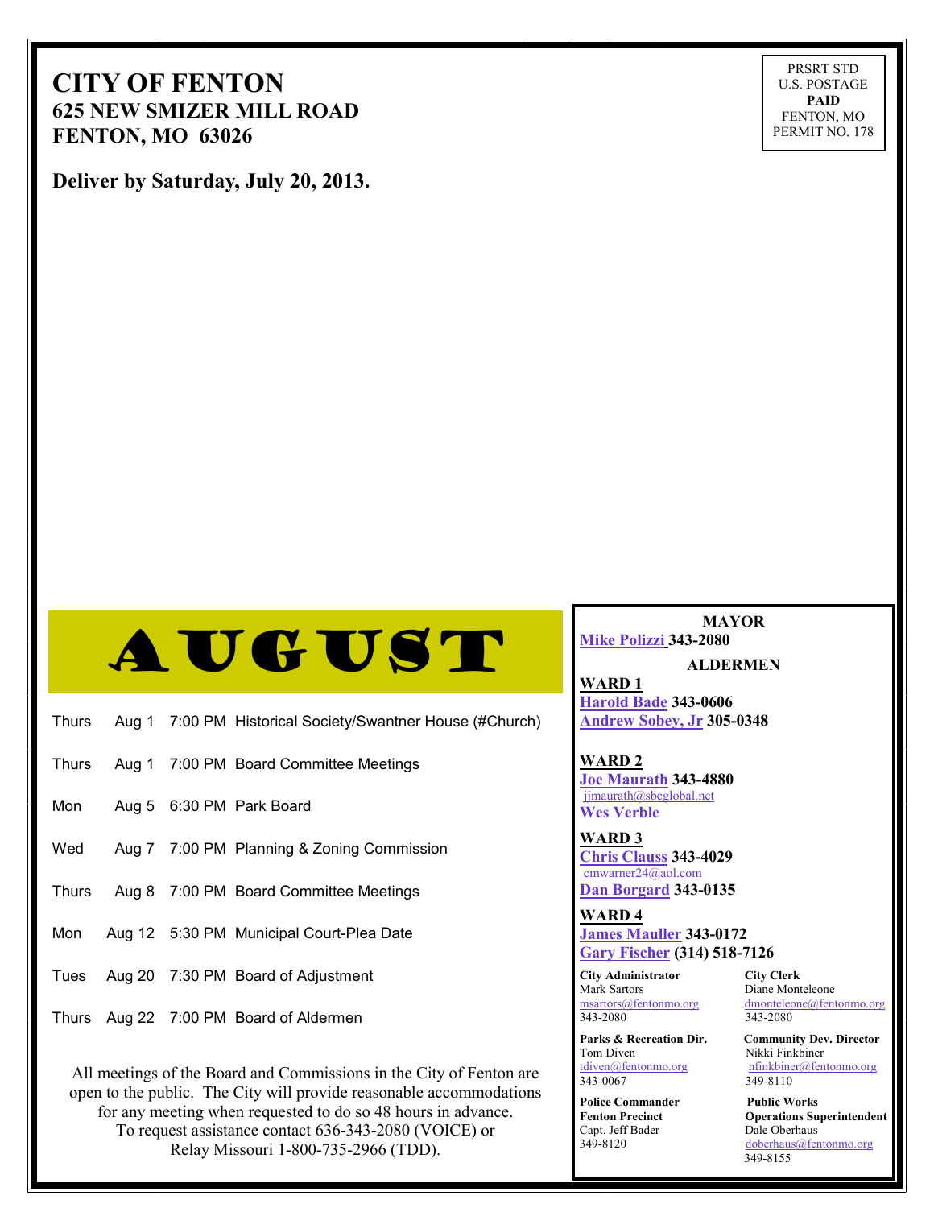# CITY OF FENTON
## 625 NEW SMIZER MILL ROAD
## FENTON, MO 63026

PRSRT STD
U.S. POSTAGE
**PAID**
FENTON, MO
PERMIT NO. 178

**Deliver by Saturday, July 20, 2013.**

# AUGUST

| | | | |
|---|---|---|---|
| Thurs | Aug 1 | 7:00 PM | Historical Society/Swantner House (#Church) |
| Thurs | Aug 1 | 7:00 PM | Board Committee Meetings |
| Mon | Aug 5 | 6:30 PM | Park Board |
| Wed | Aug 7 | 7:00 PM | Planning & Zoning Commission |
| Thurs | Aug 8 | 7:00 PM | Board Committee Meetings |
| Mon | Aug 12 | 5:30 PM | Municipal Court-Plea Date |
| Tues | Aug 20 | 7:30 PM | Board of Adjustment |
| Thurs | Aug 22 | 7:00 PM | Board of Aldermen |

All meetings of the Board and Commissions in the City of Fenton are open to the public. The City will provide reasonable accommodations for any meeting when requested to do so 48 hours in advance. To request assistance contact 636-343-2080 (VOICE) or Relay Missouri 1-800-735-2966 (TDD).

**MAYOR**

**Mike Polizzi 343-2080**

**ALDERMEN**

**WARD 1**
**Harold Bade 343-0606**
**Andrew Sobey, Jr 305-0348**

**WARD 2**
**Joe Maurath 343-4880**
jjmaurath@sbcglobal.net
**Wes Verble**

**WARD 3**
**Chris Clauss 343-4029**
cmwarner24@aol.com
**Dan Borgard 343-0135**

**WARD 4**
**James Mauller 343-0172**
**Gary Fischer (314) 518-7126**

**City Administrator**
Mark Sartors
msartors@fentonmo.org
343-2080

**City Clerk**
Diane Monteleone
dmonteleone@fentonmo.org
343-2080

**Parks & Recreation Dir.**
Tom Diven
tdiven@fentonmo.org
343-0067

**Community Dev. Director**
Nikki Finkbiner
nfinkbiner@fentonmo.org
349-8110

**Police Commander**
**Fenton Precinct**
Capt. Jeff Bader
349-8120

**Public Works**
**Operations Superintendent**
Dale Oberhaus
doberhaus@fentonmo.org
349-8155